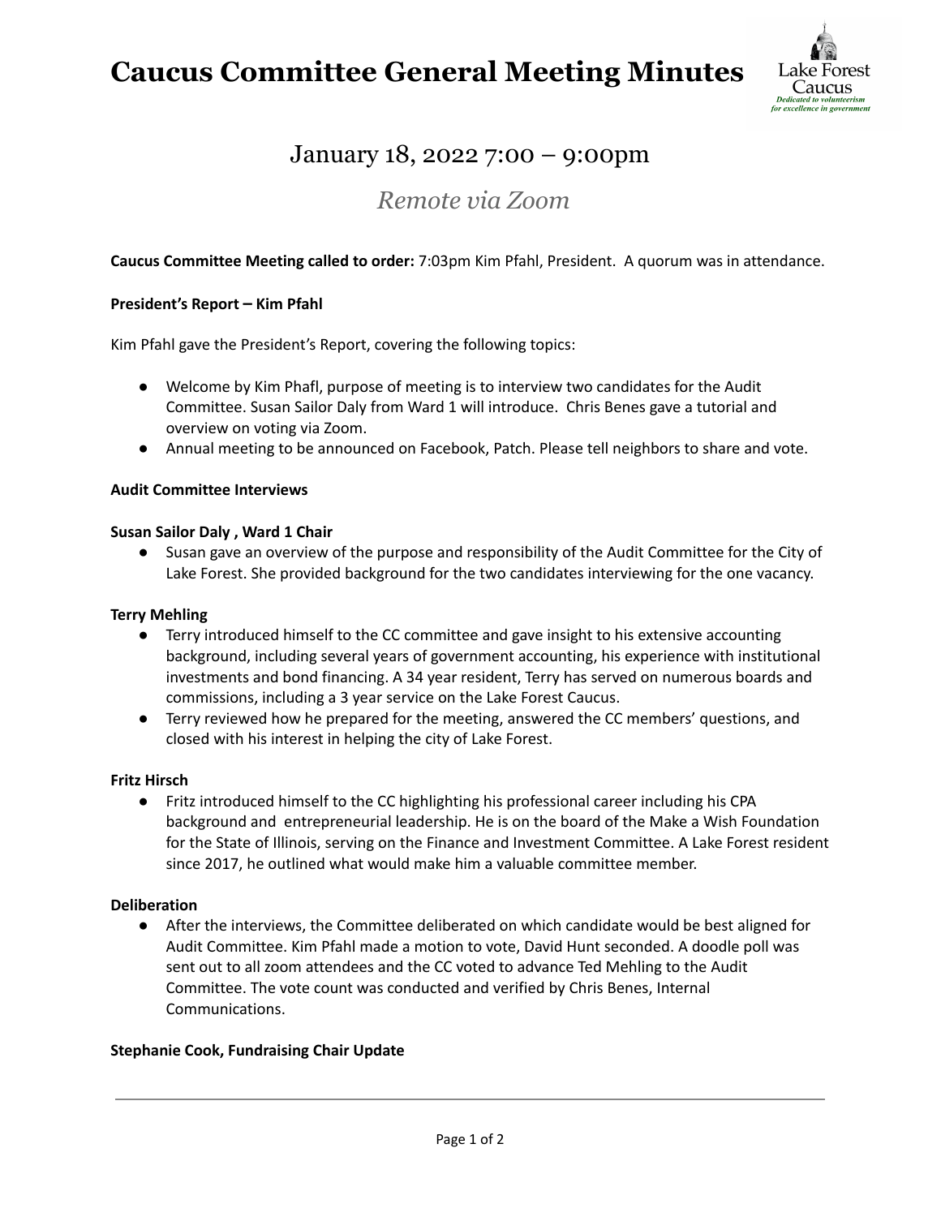# Caucus Committee General Meeting Minutes

Lake Forest Caucus
*Dedicated to volunteerism for excellence in government*

## January 18, 2022 7:00 – 9:00pm

### *Remote via Zoom*

**Caucus Committee Meeting called to order:** 7:03pm Kim Pfahl, President. A quorum was in attendance.

**President's Report – Kim Pfahl**

Kim Pfahl gave the President's Report, covering the following topics:

- Welcome by Kim Phafl, purpose of meeting is to interview two candidates for the Audit Committee. Susan Sailor Daly from Ward 1 will introduce. Chris Benes gave a tutorial and overview on voting via Zoom.
- Annual meeting to be announced on Facebook, Patch. Please tell neighbors to share and vote.

**Audit Committee Interviews**

**Susan Sailor Daly , Ward 1 Chair**

- Susan gave an overview of the purpose and responsibility of the Audit Committee for the City of Lake Forest. She provided background for the two candidates interviewing for the one vacancy.

**Terry Mehling**

- Terry introduced himself to the CC committee and gave insight to his extensive accounting background, including several years of government accounting, his experience with institutional investments and bond financing. A 34 year resident, Terry has served on numerous boards and commissions, including a 3 year service on the Lake Forest Caucus.
- Terry reviewed how he prepared for the meeting, answered the CC members' questions, and closed with his interest in helping the city of Lake Forest.

**Fritz Hirsch**

- Fritz introduced himself to the CC highlighting his professional career including his CPA background and entrepreneurial leadership. He is on the board of the Make a Wish Foundation for the State of Illinois, serving on the Finance and Investment Committee. A Lake Forest resident since 2017, he outlined what would make him a valuable committee member.

**Deliberation**

- After the interviews, the Committee deliberated on which candidate would be best aligned for Audit Committee. Kim Pfahl made a motion to vote, David Hunt seconded. A doodle poll was sent out to all zoom attendees and the CC voted to advance Ted Mehling to the Audit Committee. The vote count was conducted and verified by Chris Benes, Internal Communications.

**Stephanie Cook, Fundraising Chair Update**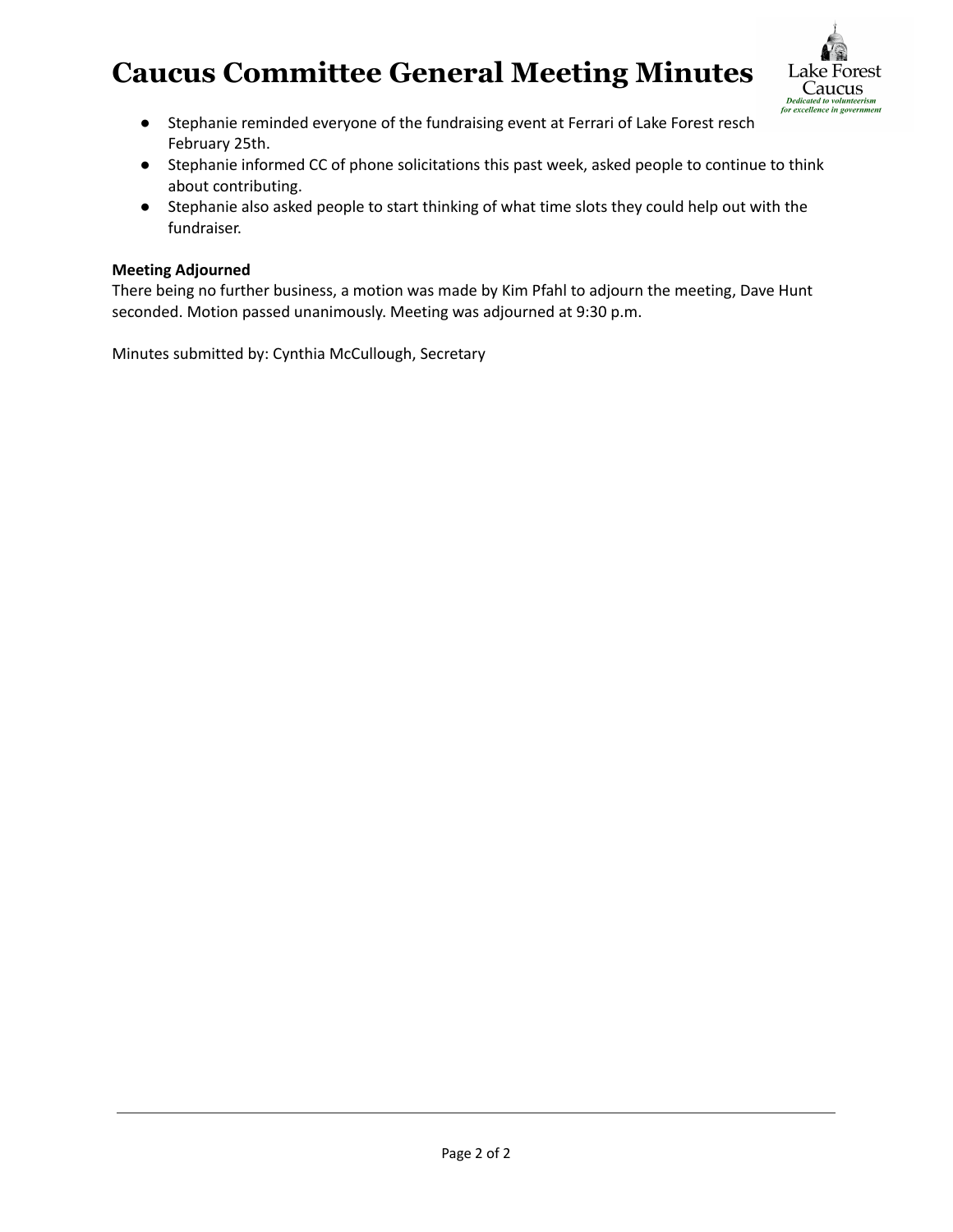- Stephanie reminded everyone of the fundraising event at Ferrari of Lake Forest resch February 25th.
- Stephanie informed CC of phone solicitations this past week, asked people to continue to think about contributing.
- Stephanie also asked people to start thinking of what time slots they could help out with the fundraiser.

**Meeting Adjourned**

There being no further business, a motion was made by Kim Pfahl to adjourn the meeting, Dave Hunt seconded. Motion passed unanimously. Meeting was adjourned at 9:30 p.m.

Minutes submitted by: Cynthia McCullough, Secretary